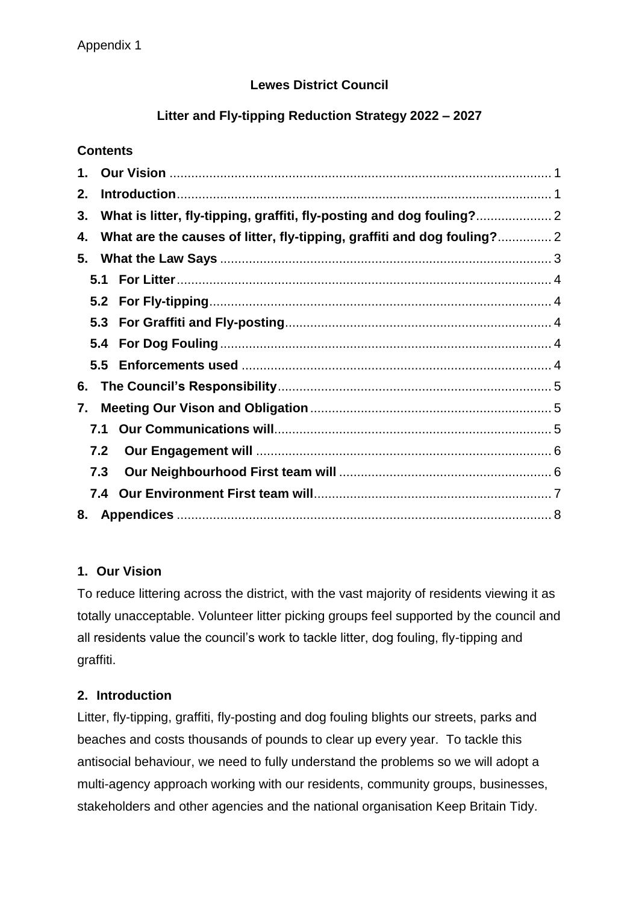Appendix 1

**Lewes District Council**

**Litter and Fly-tipping Reduction Strategy 2022 – 2027**

**Contents**

| | | |
|---|---|---|
| **1.** | **Our Vision** | 1 |
| **2.** | **Introduction** | 1 |
| **3.** | **What is litter, fly-tipping, graffiti, fly-posting and dog fouling?** | 2 |
| **4.** | **What are the causes of litter, fly-tipping, graffiti and dog fouling?** | 2 |
| **5.** | **What the Law Says** | 3 |
| **5.1** | **For Litter** | 4 |
| **5.2** | **For Fly-tipping** | 4 |
| **5.3** | **For Graffiti and Fly-posting** | 4 |
| **5.4** | **For Dog Fouling** | 4 |
| **5.5** | **Enforcements used** | 4 |
| **6.** | **The Council's Responsibility** | 5 |
| **7.** | **Meeting Our Vison and Obligation** | 5 |
| **7.1** | **Our Communications will** | 5 |
| **7.2** | **Our Engagement will** | 6 |
| **7.3** | **Our Neighbourhood First team will** | 6 |
| **7.4** | **Our Environment First team will** | 7 |
| **8.** | **Appendices** | 8 |

## 1. Our Vision

To reduce littering across the district, with the vast majority of residents viewing it as totally unacceptable. Volunteer litter picking groups feel supported by the council and all residents value the council's work to tackle litter, dog fouling, fly-tipping and graffiti.

## 2. Introduction

Litter, fly-tipping, graffiti, fly-posting and dog fouling blights our streets, parks and beaches and costs thousands of pounds to clear up every year. To tackle this antisocial behaviour, we need to fully understand the problems so we will adopt a multi-agency approach working with our residents, community groups, businesses, stakeholders and other agencies and the national organisation Keep Britain Tidy.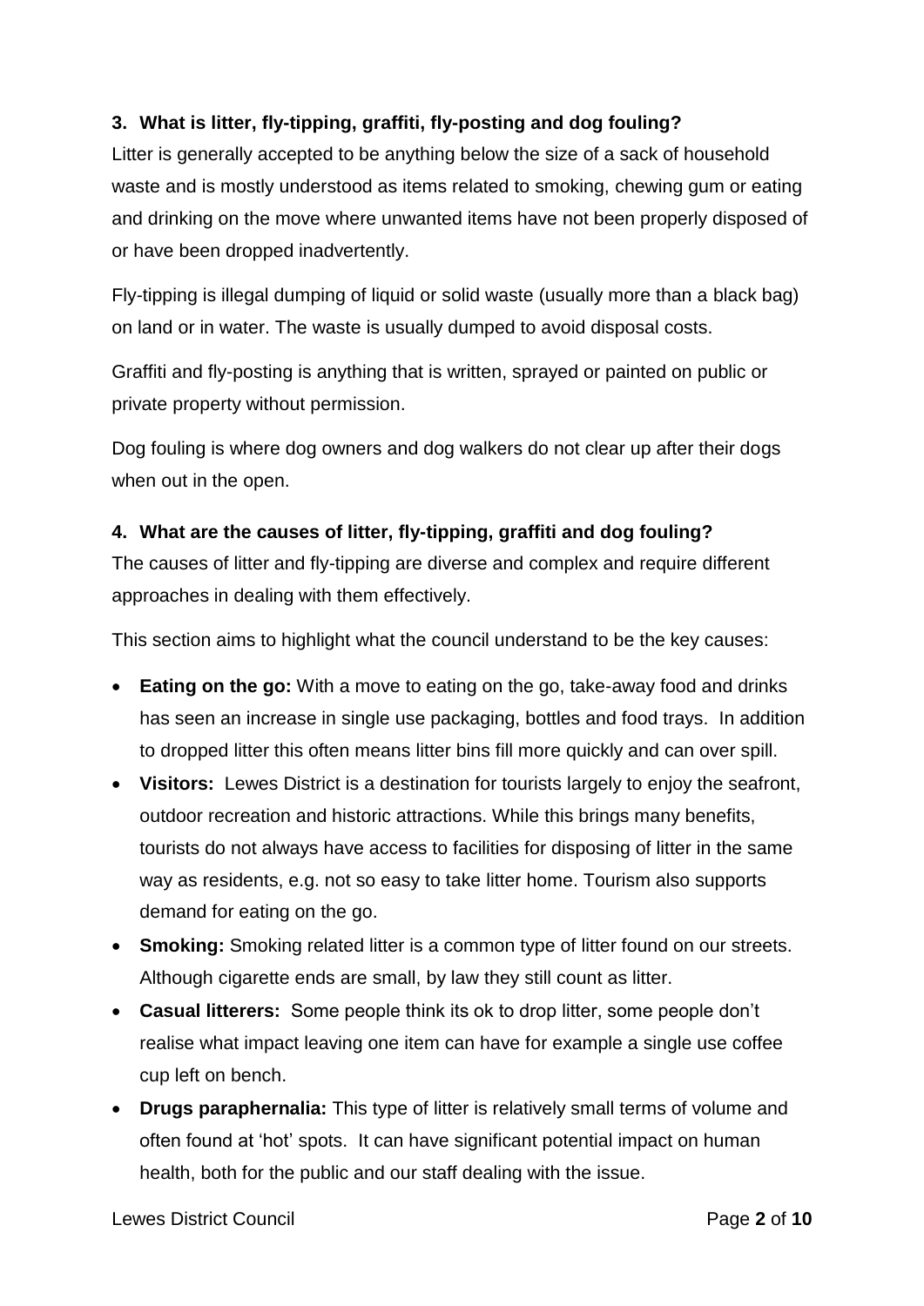### 3. What is litter, fly-tipping, graffiti, fly-posting and dog fouling?

Litter is generally accepted to be anything below the size of a sack of household waste and is mostly understood as items related to smoking, chewing gum or eating and drinking on the move where unwanted items have not been properly disposed of or have been dropped inadvertently.

Fly-tipping is illegal dumping of liquid or solid waste (usually more than a black bag) on land or in water. The waste is usually dumped to avoid disposal costs.

Graffiti and fly-posting is anything that is written, sprayed or painted on public or private property without permission.

Dog fouling is where dog owners and dog walkers do not clear up after their dogs when out in the open.

### 4. What are the causes of litter, fly-tipping, graffiti and dog fouling?

The causes of litter and fly-tipping are diverse and complex and require different approaches in dealing with them effectively.

This section aims to highlight what the council understand to be the key causes:

- **Eating on the go:** With a move to eating on the go, take-away food and drinks has seen an increase in single use packaging, bottles and food trays. In addition to dropped litter this often means litter bins fill more quickly and can over spill.
- **Visitors:** Lewes District is a destination for tourists largely to enjoy the seafront, outdoor recreation and historic attractions. While this brings many benefits, tourists do not always have access to facilities for disposing of litter in the same way as residents, e.g. not so easy to take litter home. Tourism also supports demand for eating on the go.
- **Smoking:** Smoking related litter is a common type of litter found on our streets. Although cigarette ends are small, by law they still count as litter.
- **Casual litterers:** Some people think its ok to drop litter, some people don't realise what impact leaving one item can have for example a single use coffee cup left on bench.
- **Drugs paraphernalia:** This type of litter is relatively small terms of volume and often found at 'hot' spots. It can have significant potential impact on human health, both for the public and our staff dealing with the issue.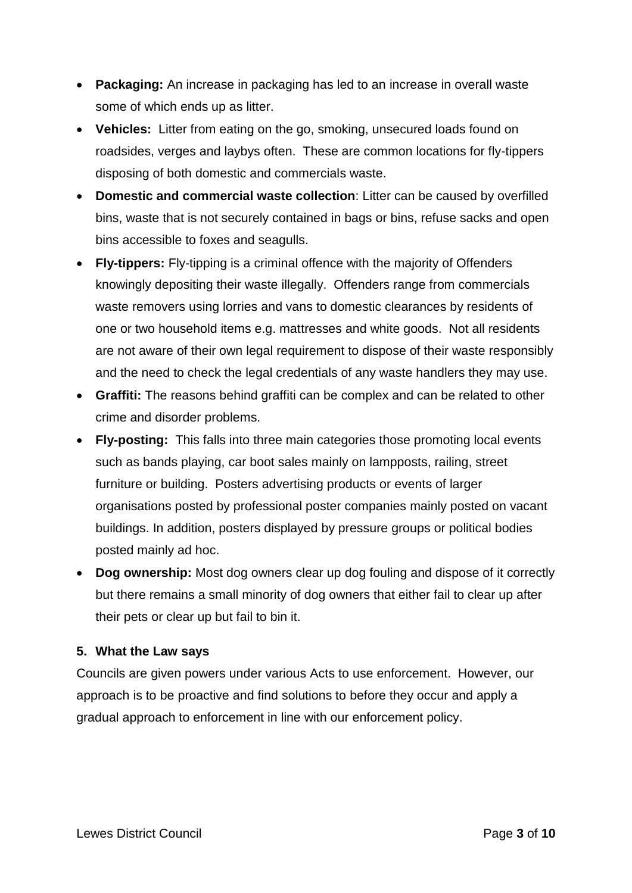- **Packaging:** An increase in packaging has led to an increase in overall waste some of which ends up as litter.
- **Vehicles:** Litter from eating on the go, smoking, unsecured loads found on roadsides, verges and laybys often. These are common locations for fly-tippers disposing of both domestic and commercials waste.
- **Domestic and commercial waste collection**: Litter can be caused by overfilled bins, waste that is not securely contained in bags or bins, refuse sacks and open bins accessible to foxes and seagulls.
- **Fly-tippers:** Fly-tipping is a criminal offence with the majority of Offenders knowingly depositing their waste illegally. Offenders range from commercials waste removers using lorries and vans to domestic clearances by residents of one or two household items e.g. mattresses and white goods. Not all residents are not aware of their own legal requirement to dispose of their waste responsibly and the need to check the legal credentials of any waste handlers they may use.
- **Graffiti:** The reasons behind graffiti can be complex and can be related to other crime and disorder problems.
- **Fly-posting:** This falls into three main categories those promoting local events such as bands playing, car boot sales mainly on lampposts, railing, street furniture or building. Posters advertising products or events of larger organisations posted by professional poster companies mainly posted on vacant buildings. In addition, posters displayed by pressure groups or political bodies posted mainly ad hoc.
- **Dog ownership:** Most dog owners clear up dog fouling and dispose of it correctly but there remains a small minority of dog owners that either fail to clear up after their pets or clear up but fail to bin it.

## 5. What the Law says

Councils are given powers under various Acts to use enforcement. However, our approach is to be proactive and find solutions to before they occur and apply a gradual approach to enforcement in line with our enforcement policy.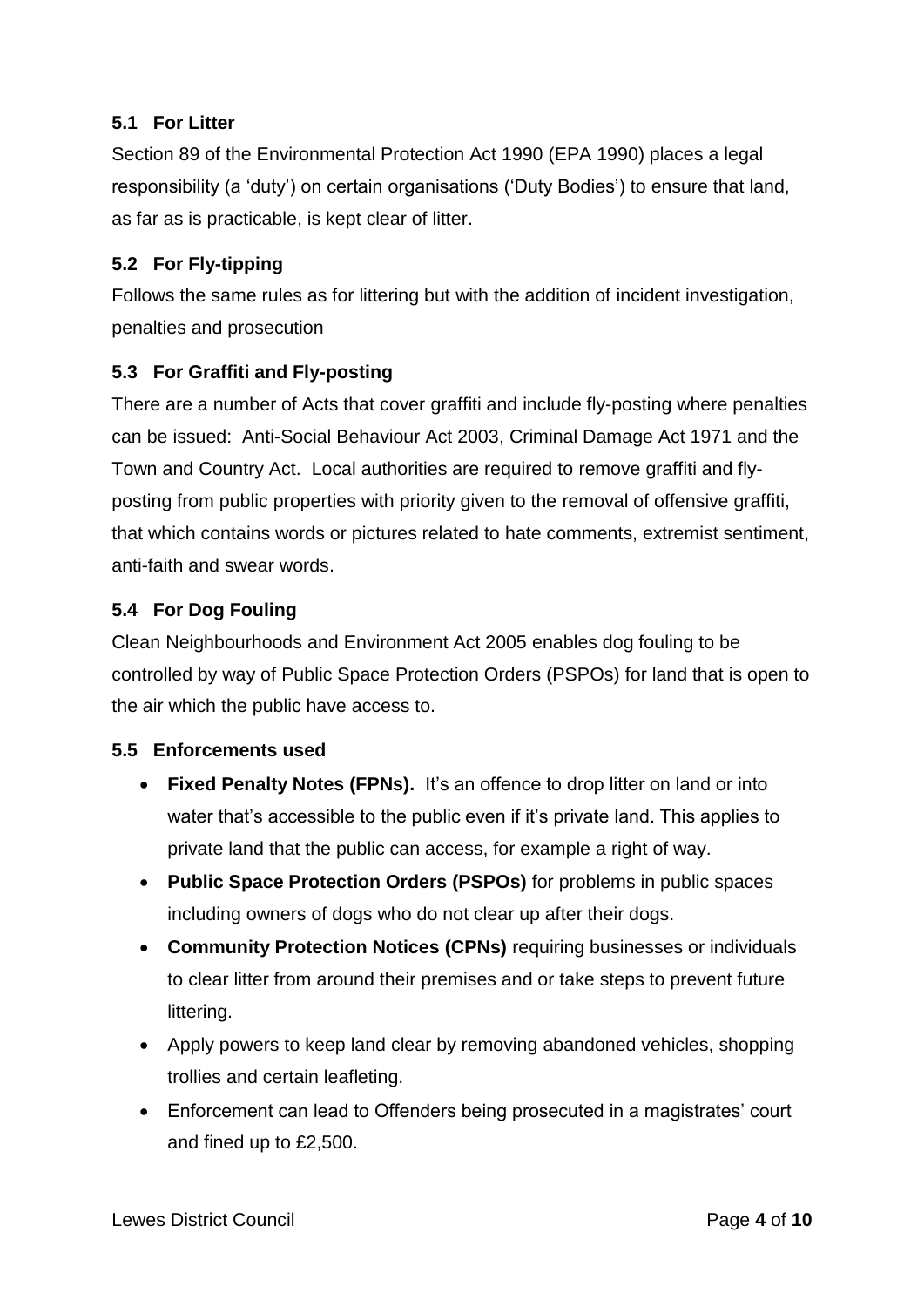### 5.1 For Litter

Section 89 of the Environmental Protection Act 1990 (EPA 1990) places a legal responsibility (a 'duty') on certain organisations ('Duty Bodies') to ensure that land, as far as is practicable, is kept clear of litter.

### 5.2 For Fly-tipping

Follows the same rules as for littering but with the addition of incident investigation, penalties and prosecution

### 5.3 For Graffiti and Fly-posting

There are a number of Acts that cover graffiti and include fly-posting where penalties can be issued: Anti-Social Behaviour Act 2003, Criminal Damage Act 1971 and the Town and Country Act. Local authorities are required to remove graffiti and fly-posting from public properties with priority given to the removal of offensive graffiti, that which contains words or pictures related to hate comments, extremist sentiment, anti-faith and swear words.

### 5.4 For Dog Fouling

Clean Neighbourhoods and Environment Act 2005 enables dog fouling to be controlled by way of Public Space Protection Orders (PSPOs) for land that is open to the air which the public have access to.

### 5.5 Enforcements used

- **Fixed Penalty Notes (FPNs).** It's an offence to drop litter on land or into water that's accessible to the public even if it's private land. This applies to private land that the public can access, for example a right of way.
- **Public Space Protection Orders (PSPOs)** for problems in public spaces including owners of dogs who do not clear up after their dogs.
- **Community Protection Notices (CPNs)** requiring businesses or individuals to clear litter from around their premises and or take steps to prevent future littering.
- Apply powers to keep land clear by removing abandoned vehicles, shopping trollies and certain leafleting.
- Enforcement can lead to Offenders being prosecuted in a magistrates' court and fined up to £2,500.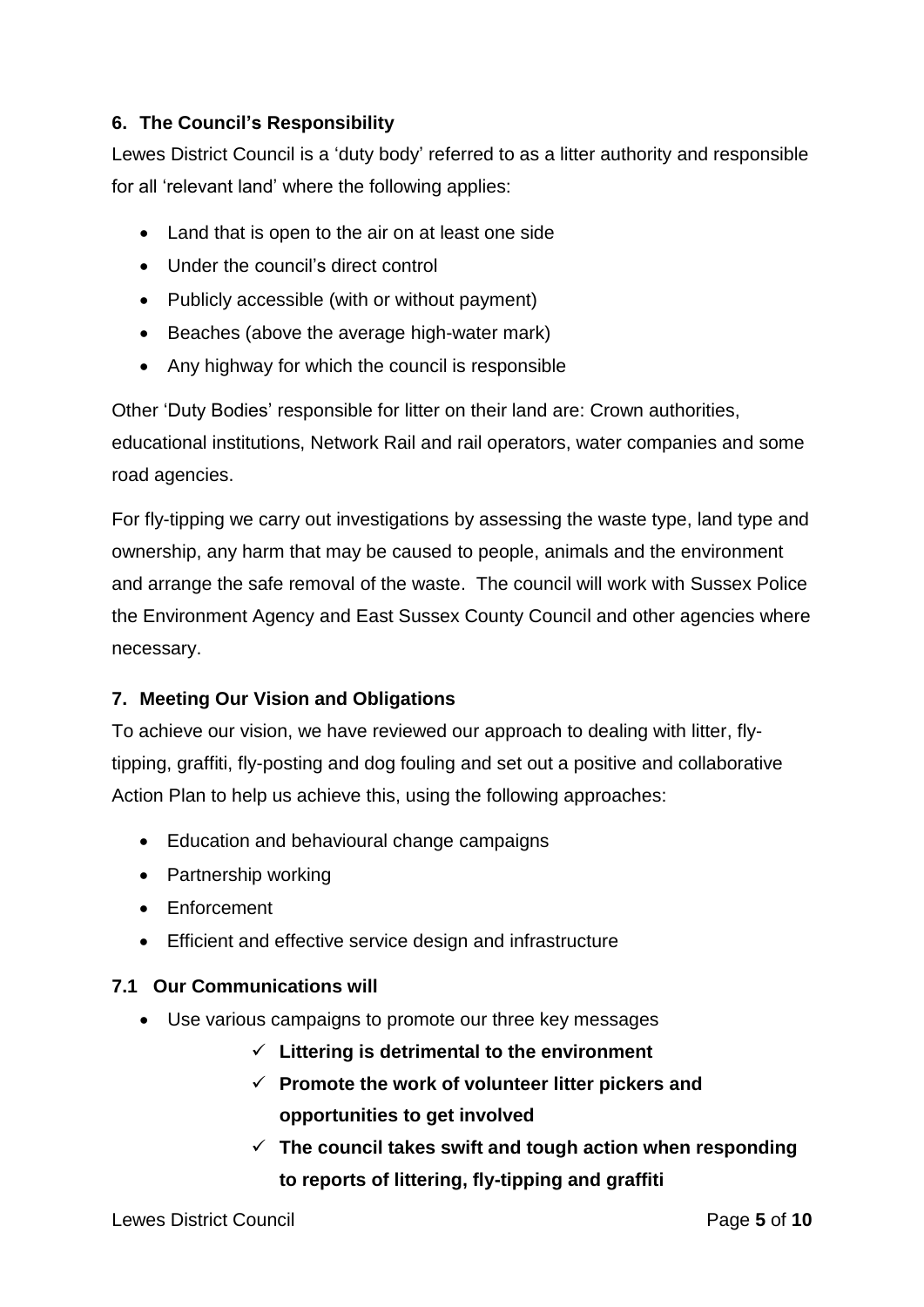## 6. The Council's Responsibility

Lewes District Council is a 'duty body' referred to as a litter authority and responsible for all 'relevant land' where the following applies:

- Land that is open to the air on at least one side
- Under the council's direct control
- Publicly accessible (with or without payment)
- Beaches (above the average high-water mark)
- Any highway for which the council is responsible

Other 'Duty Bodies' responsible for litter on their land are: Crown authorities, educational institutions, Network Rail and rail operators, water companies and some road agencies.

For fly-tipping we carry out investigations by assessing the waste type, land type and ownership, any harm that may be caused to people, animals and the environment and arrange the safe removal of the waste. The council will work with Sussex Police the Environment Agency and East Sussex County Council and other agencies where necessary.

## 7. Meeting Our Vision and Obligations

To achieve our vision, we have reviewed our approach to dealing with litter, fly-tipping, graffiti, fly-posting and dog fouling and set out a positive and collaborative Action Plan to help us achieve this, using the following approaches:

- Education and behavioural change campaigns
- Partnership working
- Enforcement
- Efficient and effective service design and infrastructure

### 7.1 Our Communications will

- Use various campaigns to promote our three key messages
  - ✓ **Littering is detrimental to the environment**
  - ✓ **Promote the work of volunteer litter pickers and opportunities to get involved**
  - ✓ **The council takes swift and tough action when responding to reports of littering, fly-tipping and graffiti**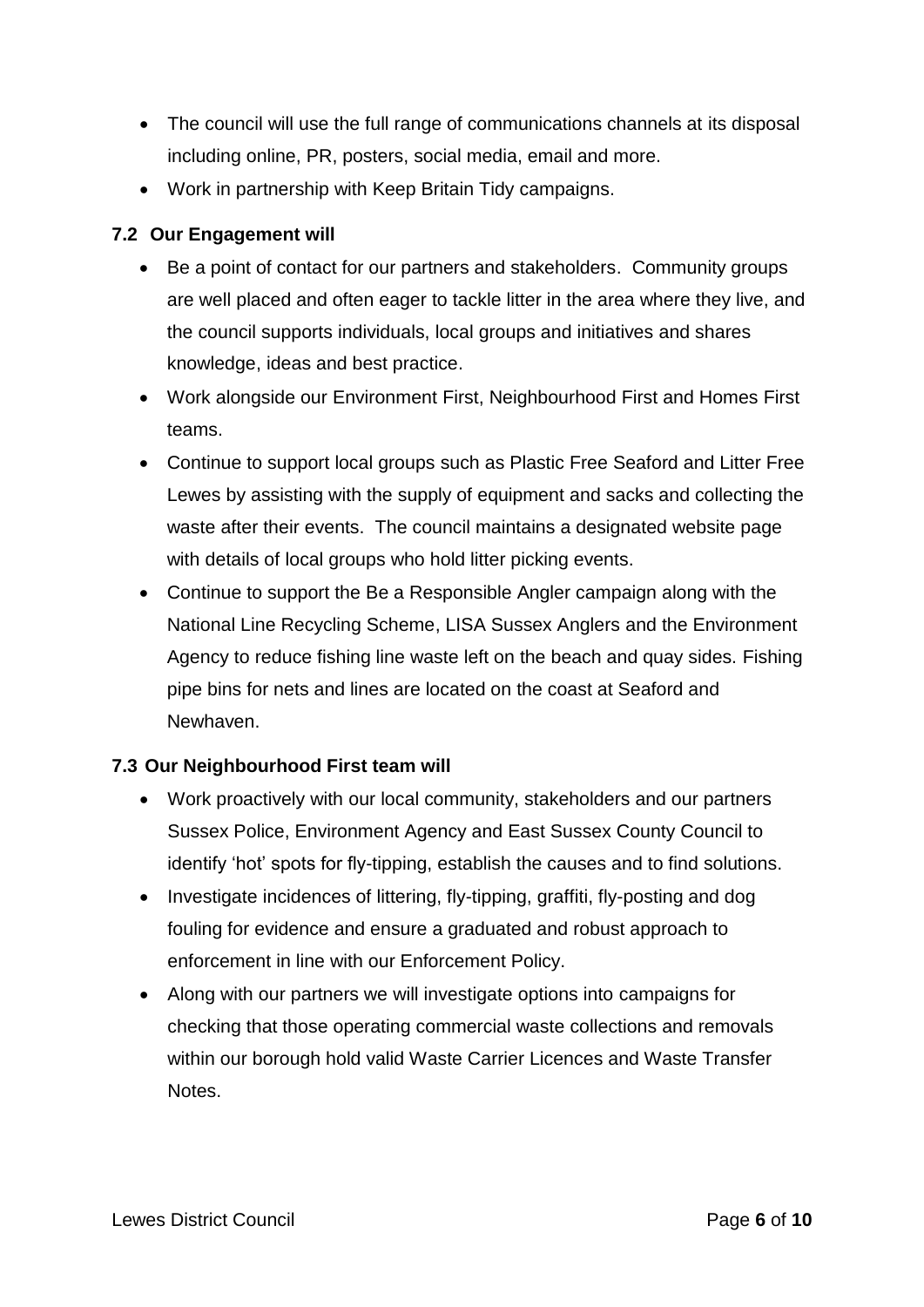- The council will use the full range of communications channels at its disposal including online, PR, posters, social media, email and more.
- Work in partnership with Keep Britain Tidy campaigns.

### 7.2 Our Engagement will

- Be a point of contact for our partners and stakeholders. Community groups are well placed and often eager to tackle litter in the area where they live, and the council supports individuals, local groups and initiatives and shares knowledge, ideas and best practice.
- Work alongside our Environment First, Neighbourhood First and Homes First teams.
- Continue to support local groups such as Plastic Free Seaford and Litter Free Lewes by assisting with the supply of equipment and sacks and collecting the waste after their events. The council maintains a designated website page with details of local groups who hold litter picking events.
- Continue to support the Be a Responsible Angler campaign along with the National Line Recycling Scheme, LISA Sussex Anglers and the Environment Agency to reduce fishing line waste left on the beach and quay sides. Fishing pipe bins for nets and lines are located on the coast at Seaford and Newhaven.

### 7.3 Our Neighbourhood First team will

- Work proactively with our local community, stakeholders and our partners Sussex Police, Environment Agency and East Sussex County Council to identify 'hot' spots for fly-tipping, establish the causes and to find solutions.
- Investigate incidences of littering, fly-tipping, graffiti, fly-posting and dog fouling for evidence and ensure a graduated and robust approach to enforcement in line with our Enforcement Policy.
- Along with our partners we will investigate options into campaigns for checking that those operating commercial waste collections and removals within our borough hold valid Waste Carrier Licences and Waste Transfer Notes.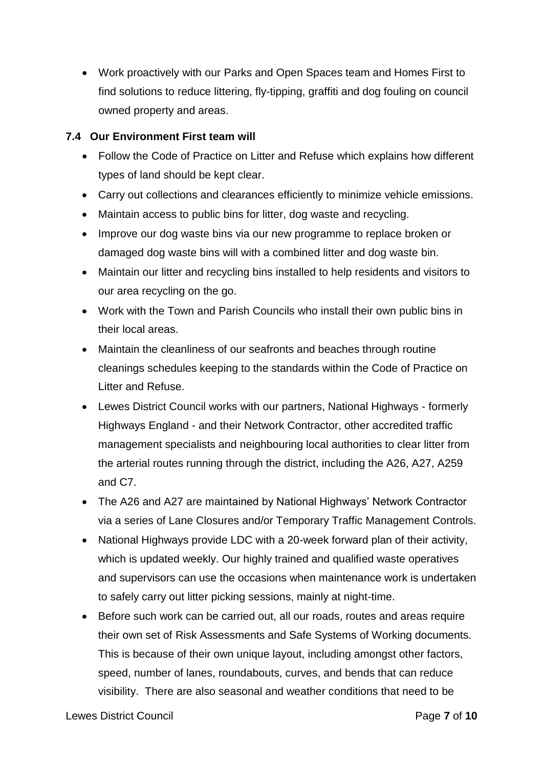- Work proactively with our Parks and Open Spaces team and Homes First to find solutions to reduce littering, fly-tipping, graffiti and dog fouling on council owned property and areas.

### 7.4 Our Environment First team will

- Follow the Code of Practice on Litter and Refuse which explains how different types of land should be kept clear.
- Carry out collections and clearances efficiently to minimize vehicle emissions.
- Maintain access to public bins for litter, dog waste and recycling.
- Improve our dog waste bins via our new programme to replace broken or damaged dog waste bins will with a combined litter and dog waste bin.
- Maintain our litter and recycling bins installed to help residents and visitors to our area recycling on the go.
- Work with the Town and Parish Councils who install their own public bins in their local areas.
- Maintain the cleanliness of our seafronts and beaches through routine cleanings schedules keeping to the standards within the Code of Practice on Litter and Refuse.
- Lewes District Council works with our partners, National Highways - formerly Highways England - and their Network Contractor, other accredited traffic management specialists and neighbouring local authorities to clear litter from the arterial routes running through the district, including the A26, A27, A259 and C7.
- The A26 and A27 are maintained by National Highways' Network Contractor via a series of Lane Closures and/or Temporary Traffic Management Controls.
- National Highways provide LDC with a 20-week forward plan of their activity, which is updated weekly. Our highly trained and qualified waste operatives and supervisors can use the occasions when maintenance work is undertaken to safely carry out litter picking sessions, mainly at night-time.
- Before such work can be carried out, all our roads, routes and areas require their own set of Risk Assessments and Safe Systems of Working documents. This is because of their own unique layout, including amongst other factors, speed, number of lanes, roundabouts, curves, and bends that can reduce visibility. There are also seasonal and weather conditions that need to be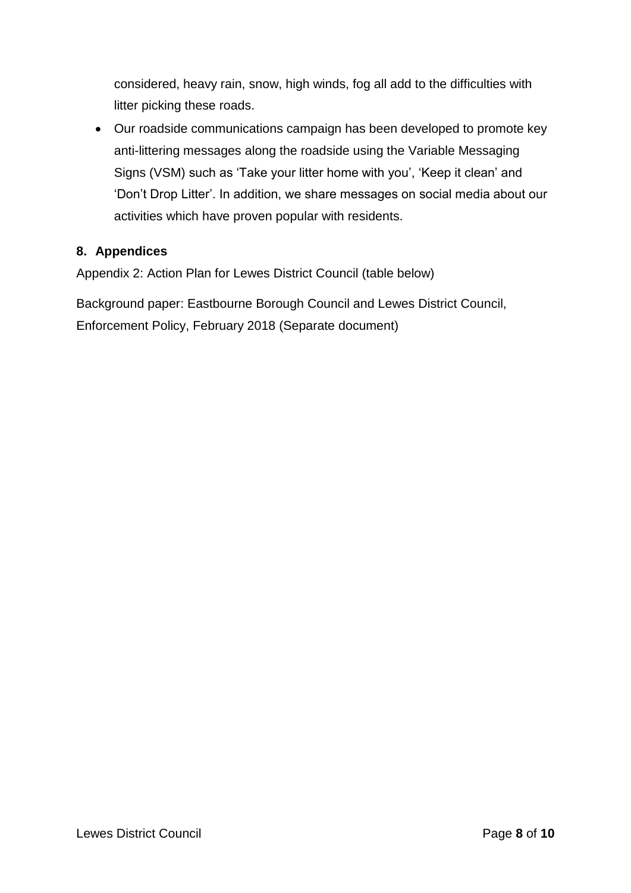considered, heavy rain, snow, high winds, fog all add to the difficulties with litter picking these roads.

- Our roadside communications campaign has been developed to promote key anti-littering messages along the roadside using the Variable Messaging Signs (VSM) such as 'Take your litter home with you', 'Keep it clean' and 'Don't Drop Litter'. In addition, we share messages on social media about our activities which have proven popular with residents.

## 8. Appendices

Appendix 2: Action Plan for Lewes District Council (table below)

Background paper: Eastbourne Borough Council and Lewes District Council, Enforcement Policy, February 2018 (Separate document)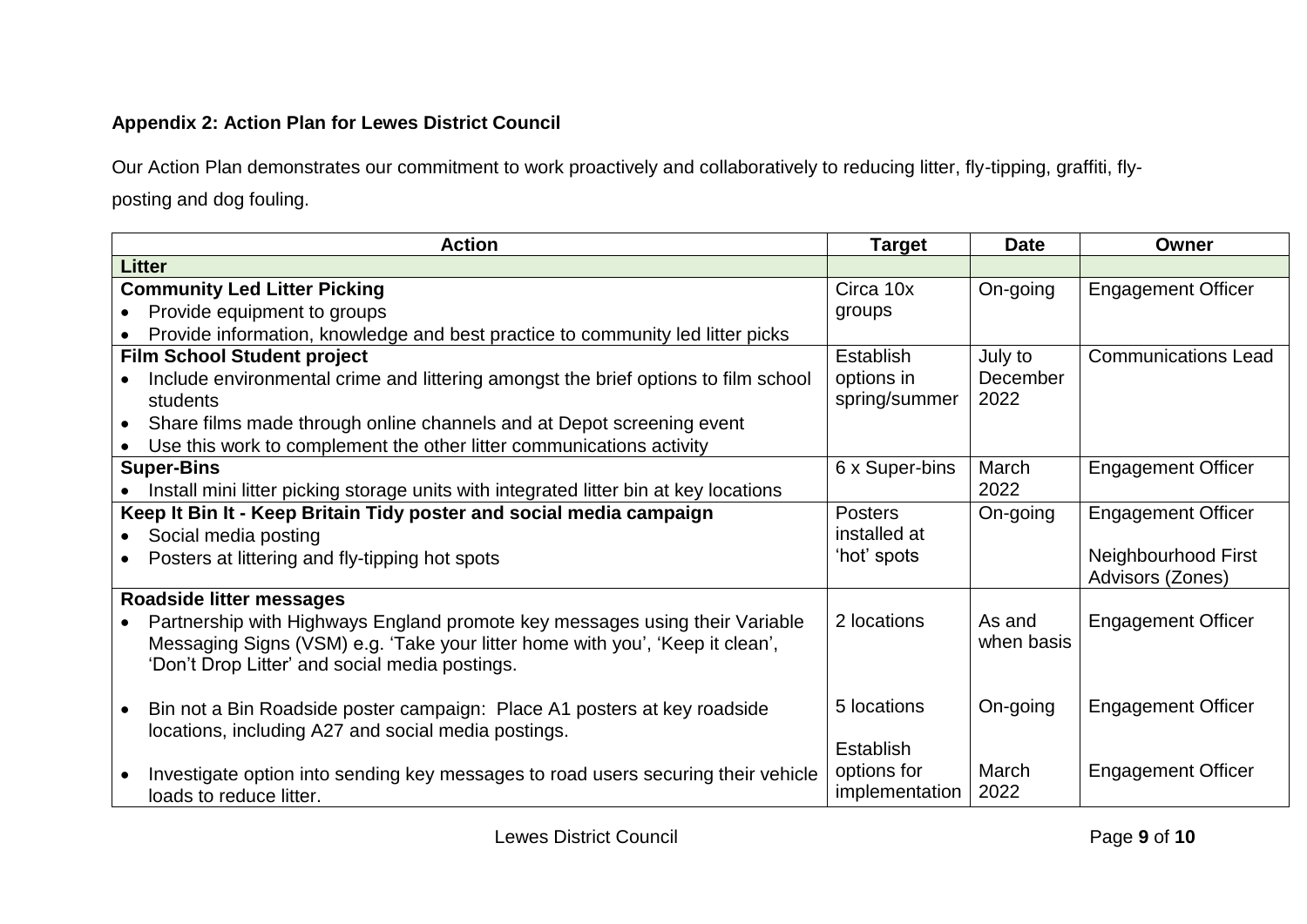**Appendix 2: Action Plan for Lewes District Council**

Our Action Plan demonstrates our commitment to work proactively and collaboratively to reducing litter, fly-tipping, graffiti, fly-posting and dog fouling.

| Action | Target | Date | Owner |
|---|---|---|---|
| **Litter** | | | |
| **Community Led Litter Picking**<br>• Provide equipment to groups<br>• Provide information, knowledge and best practice to community led litter picks | Circa 10x groups | On-going | Engagement Officer |
| **Film School Student project**<br>• Include environmental crime and littering amongst the brief options to film school students<br>• Share films made through online channels and at Depot screening event<br>• Use this work to complement the other litter communications activity | Establish options in spring/summer | July to December 2022 | Communications Lead |
| **Super-Bins**<br>• Install mini litter picking storage units with integrated litter bin at key locations | 6 x Super-bins | March 2022 | Engagement Officer |
| **Keep It Bin It - Keep Britain Tidy poster and social media campaign**<br>• Social media posting<br>• Posters at littering and fly-tipping hot spots | Posters installed at 'hot' spots | On-going | Engagement Officer<br><br>Neighbourhood First Advisors (Zones) |
| **Roadside litter messages**<br>• Partnership with Highways England promote key messages using their Variable Messaging Signs (VSM) e.g. 'Take your litter home with you', 'Keep it clean', 'Don't Drop Litter' and social media postings. | 2 locations | As and when basis | Engagement Officer |
| • Bin not a Bin Roadside poster campaign: Place A1 posters at key roadside locations, including A27 and social media postings. | 5 locations | On-going | Engagement Officer |
| • Investigate option into sending key messages to road users securing their vehicle loads to reduce litter. | Establish options for implementation | March 2022 | Engagement Officer |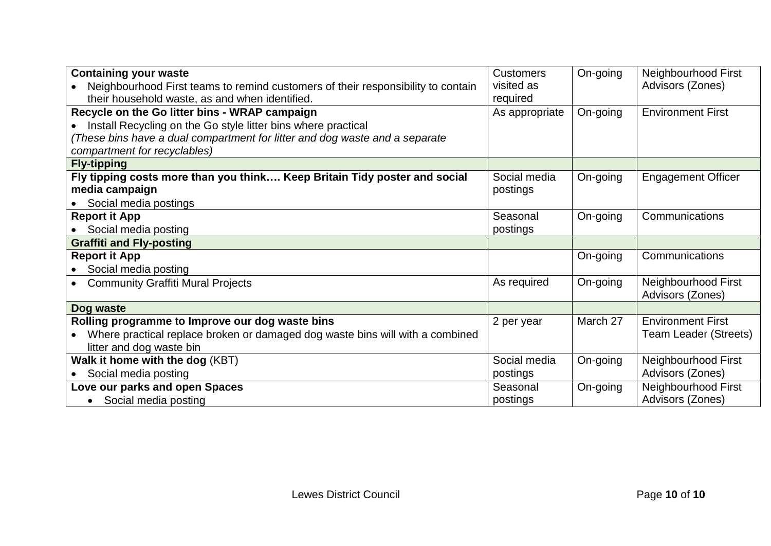| | | | |
|---|---|---|---|
| **Containing your waste**<br>• Neighbourhood First teams to remind customers of their responsibility to contain their household waste, as and when identified. | Customers visited as required | On-going | Neighbourhood First Advisors (Zones) |
| **Recycle on the Go litter bins - WRAP campaign**<br>• Install Recycling on the Go style litter bins where practical<br>*(These bins have a dual compartment for litter and dog waste and a separate compartment for recyclables)* | As appropriate | On-going | Environment First |
| **Fly-tipping** | | | |
| **Fly tipping costs more than you think…. Keep Britain Tidy poster and social media campaign**<br>• Social media postings | Social media postings | On-going | Engagement Officer |
| **Report it App**<br>• Social media posting | Seasonal postings | On-going | Communications |
| **Graffiti and Fly-posting** | | | |
| **Report it App**<br>• Social media posting | | On-going | Communications |
| • Community Graffiti Mural Projects | As required | On-going | Neighbourhood First Advisors (Zones) |
| **Dog waste** | | | |
| **Rolling programme to Improve our dog waste bins**<br>• Where practical replace broken or damaged dog waste bins will with a combined litter and dog waste bin | 2 per year | March 27 | Environment First Team Leader (Streets) |
| **Walk it home with the dog** (KBT)<br>• Social media posting | Social media postings | On-going | Neighbourhood First Advisors (Zones) |
| **Love our parks and open Spaces**<br>• Social media posting | Seasonal postings | On-going | Neighbourhood First Advisors (Zones) |